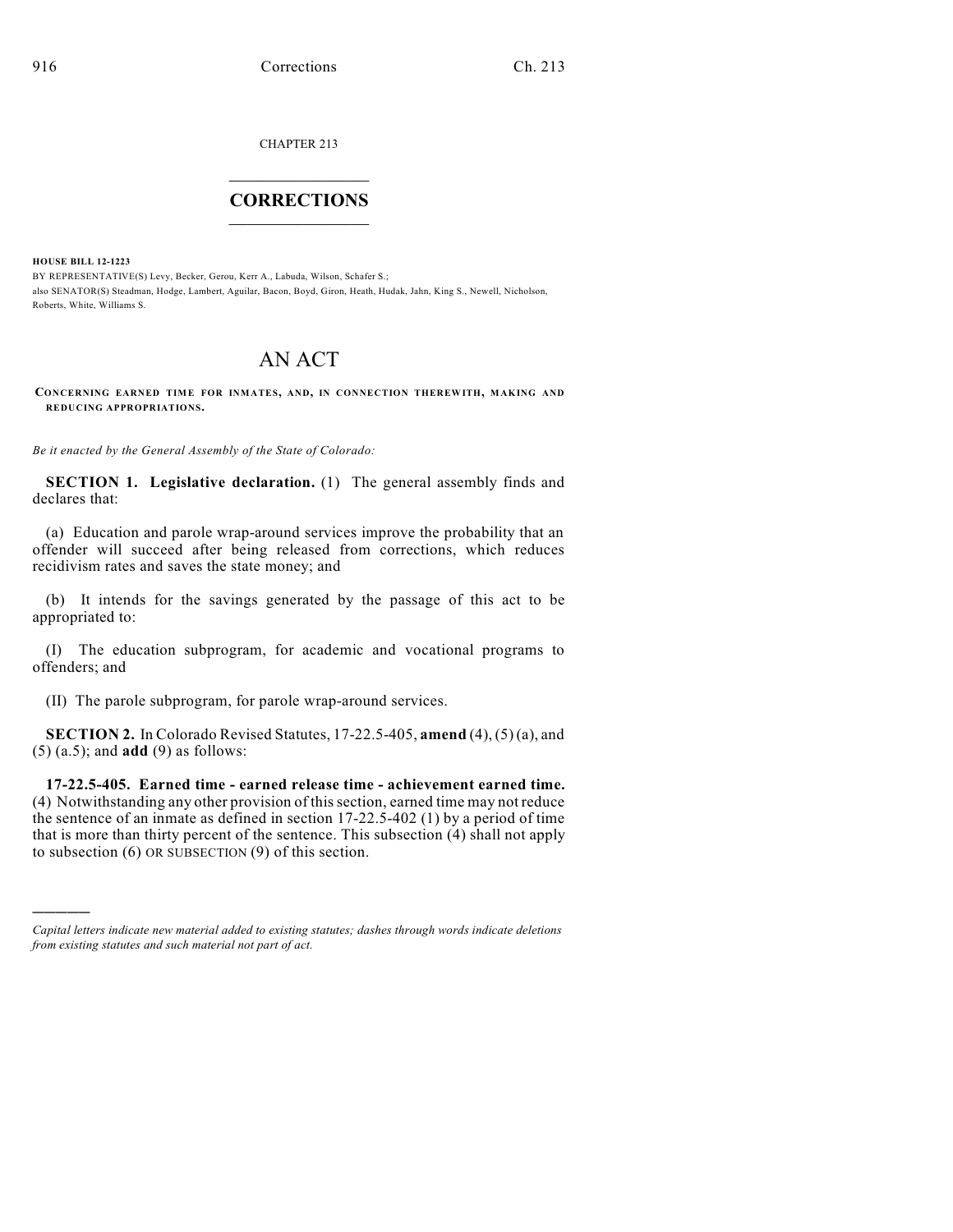CHAPTER 213

# CORRECTIONS

**HOUSE BILL 12-1223**

BY REPRESENTATIVE(S) Levy, Becker, Gerou, Kerr A., Labuda, Wilson, Schafer S.;
also SENATOR(S) Steadman, Hodge, Lambert, Aguilar, Bacon, Boyd, Giron, Heath, Hudak, Jahn, King S., Newell, Nicholson, Roberts, White, Williams S.

# AN ACT

**CONCERNING EARNED TIME FOR INMATES, AND, IN CONNECTION THEREWITH, MAKING AND REDUCING APPROPRIATIONS.**

*Be it enacted by the General Assembly of the State of Colorado:*

**SECTION 1. Legislative declaration.** (1) The general assembly finds and declares that:

(a) Education and parole wrap-around services improve the probability that an offender will succeed after being released from corrections, which reduces recidivism rates and saves the state money; and

(b) It intends for the savings generated by the passage of this act to be appropriated to:

(I) The education subprogram, for academic and vocational programs to offenders; and

(II) The parole subprogram, for parole wrap-around services.

**SECTION 2.** In Colorado Revised Statutes, 17-22.5-405, **amend** (4), (5) (a), and (5) (a.5); and **add** (9) as follows:

**17-22.5-405. Earned time - earned release time - achievement earned time.** (4) Notwithstanding any other provision of this section, earned time may not reduce the sentence of an inmate as defined in section 17-22.5-402 (1) by a period of time that is more than thirty percent of the sentence. This subsection (4) shall not apply to subsection (6) OR SUBSECTION (9) of this section.

---

*Capital letters indicate new material added to existing statutes; dashes through words indicate deletions from existing statutes and such material not part of act.*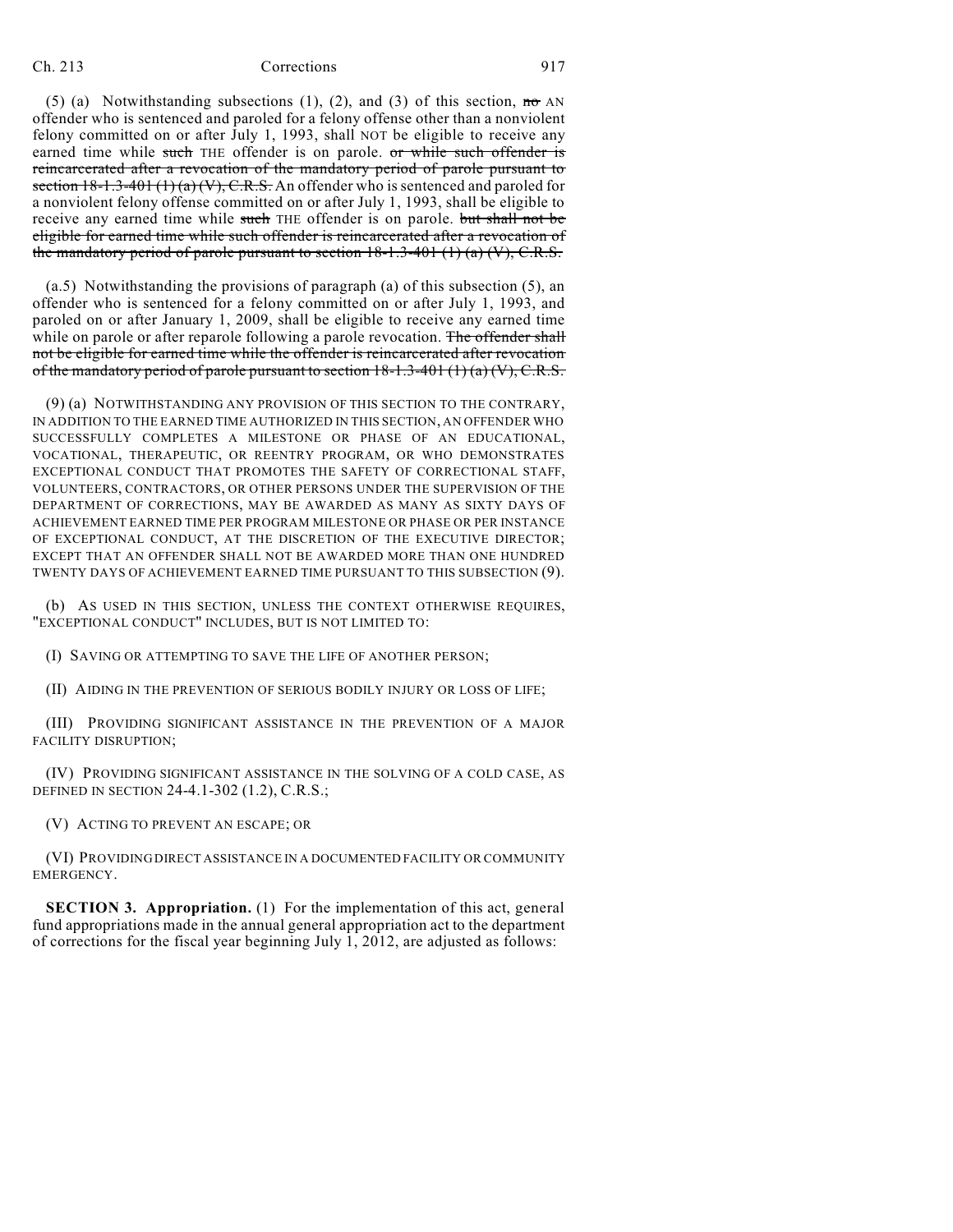(5) (a) Notwithstanding subsections (1), (2), and (3) of this section, ~~no~~ AN offender who is sentenced and paroled for a felony offense other than a nonviolent felony committed on or after July 1, 1993, shall NOT be eligible to receive any earned time while ~~such~~ THE offender is on parole. ~~or while such offender is reincarcerated after a revocation of the mandatory period of parole pursuant to section 18-1.3-401 (1) (a) (V), C.R.S.~~ An offender who is sentenced and paroled for a nonviolent felony offense committed on or after July 1, 1993, shall be eligible to receive any earned time while ~~such~~ THE offender is on parole. ~~but shall not be eligible for earned time while such offender is reincarcerated after a revocation of the mandatory period of parole pursuant to section 18-1.3-401 (1) (a) (V), C.R.S.~~

(a.5) Notwithstanding the provisions of paragraph (a) of this subsection (5), an offender who is sentenced for a felony committed on or after July 1, 1993, and paroled on or after January 1, 2009, shall be eligible to receive any earned time while on parole or after reparole following a parole revocation. ~~The offender shall not be eligible for earned time while the offender is reincarcerated after revocation of the mandatory period of parole pursuant to section 18-1.3-401 (1) (a) (V), C.R.S.~~

(9) (a) NOTWITHSTANDING ANY PROVISION OF THIS SECTION TO THE CONTRARY, IN ADDITION TO THE EARNED TIME AUTHORIZED IN THIS SECTION, AN OFFENDER WHO SUCCESSFULLY COMPLETES A MILESTONE OR PHASE OF AN EDUCATIONAL, VOCATIONAL, THERAPEUTIC, OR REENTRY PROGRAM, OR WHO DEMONSTRATES EXCEPTIONAL CONDUCT THAT PROMOTES THE SAFETY OF CORRECTIONAL STAFF, VOLUNTEERS, CONTRACTORS, OR OTHER PERSONS UNDER THE SUPERVISION OF THE DEPARTMENT OF CORRECTIONS, MAY BE AWARDED AS MANY AS SIXTY DAYS OF ACHIEVEMENT EARNED TIME PER PROGRAM MILESTONE OR PHASE OR PER INSTANCE OF EXCEPTIONAL CONDUCT, AT THE DISCRETION OF THE EXECUTIVE DIRECTOR; EXCEPT THAT AN OFFENDER SHALL NOT BE AWARDED MORE THAN ONE HUNDRED TWENTY DAYS OF ACHIEVEMENT EARNED TIME PURSUANT TO THIS SUBSECTION (9).

(b) AS USED IN THIS SECTION, UNLESS THE CONTEXT OTHERWISE REQUIRES, "EXCEPTIONAL CONDUCT" INCLUDES, BUT IS NOT LIMITED TO:

(I) SAVING OR ATTEMPTING TO SAVE THE LIFE OF ANOTHER PERSON;

(II) AIDING IN THE PREVENTION OF SERIOUS BODILY INJURY OR LOSS OF LIFE;

(III) PROVIDING SIGNIFICANT ASSISTANCE IN THE PREVENTION OF A MAJOR FACILITY DISRUPTION;

(IV) PROVIDING SIGNIFICANT ASSISTANCE IN THE SOLVING OF A COLD CASE, AS DEFINED IN SECTION 24-4.1-302 (1.2), C.R.S.;

(V) ACTING TO PREVENT AN ESCAPE; OR

(VI) PROVIDING DIRECT ASSISTANCE IN A DOCUMENTED FACILITY OR COMMUNITY EMERGENCY.

**SECTION 3. Appropriation.** (1) For the implementation of this act, general fund appropriations made in the annual general appropriation act to the department of corrections for the fiscal year beginning July 1, 2012, are adjusted as follows: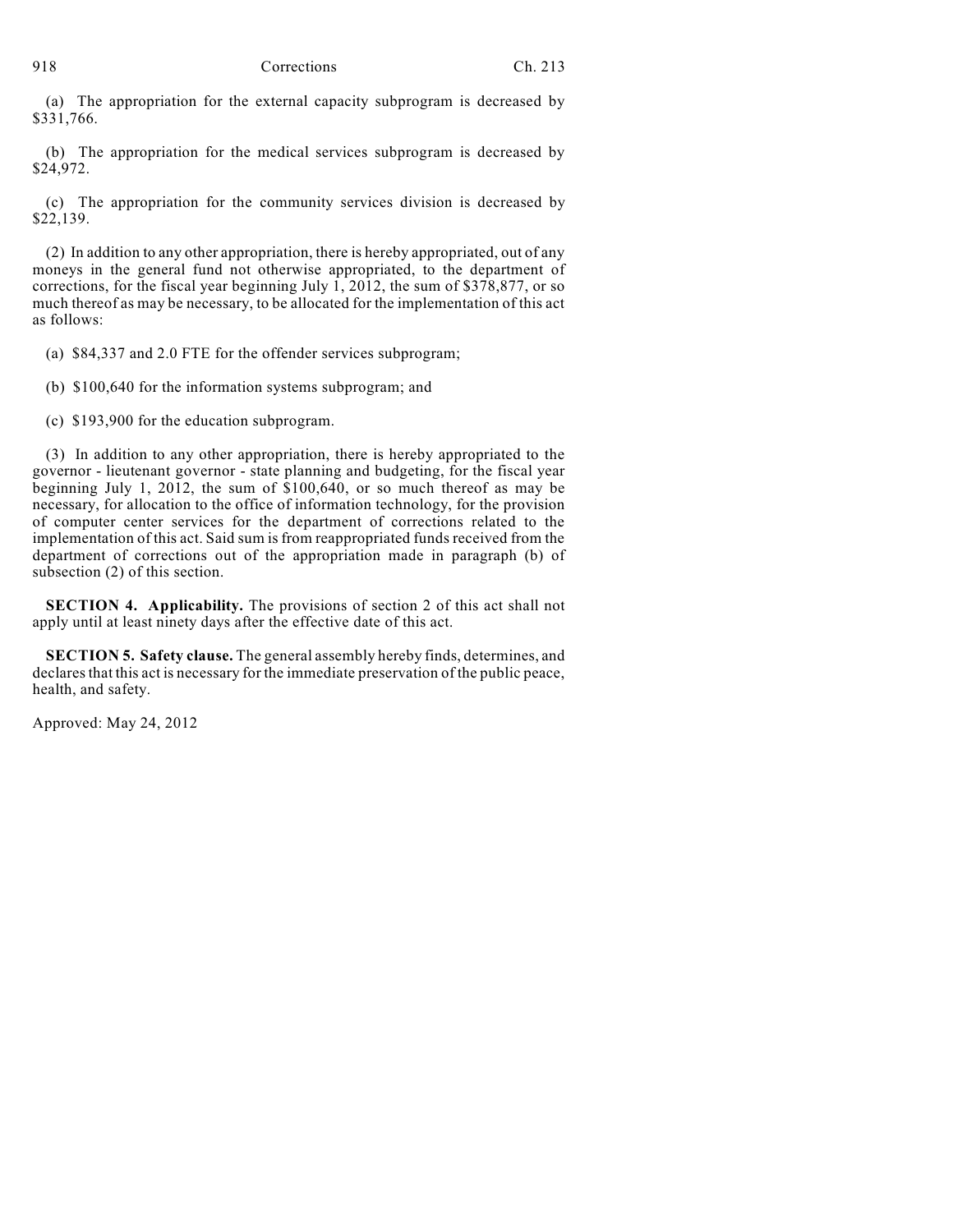(a) The appropriation for the external capacity subprogram is decreased by $331,766.

(b) The appropriation for the medical services subprogram is decreased by $24,972.

(c) The appropriation for the community services division is decreased by $22,139.

(2) In addition to any other appropriation, there is hereby appropriated, out of any moneys in the general fund not otherwise appropriated, to the department of corrections, for the fiscal year beginning July 1, 2012, the sum of $378,877, or so much thereof as may be necessary, to be allocated for the implementation of this act as follows:

(a) $84,337 and 2.0 FTE for the offender services subprogram;

(b) $100,640 for the information systems subprogram; and

(c) $193,900 for the education subprogram.

(3) In addition to any other appropriation, there is hereby appropriated to the governor - lieutenant governor - state planning and budgeting, for the fiscal year beginning July 1, 2012, the sum of $100,640, or so much thereof as may be necessary, for allocation to the office of information technology, for the provision of computer center services for the department of corrections related to the implementation of this act. Said sum is from reappropriated funds received from the department of corrections out of the appropriation made in paragraph (b) of subsection (2) of this section.

**SECTION 4. Applicability.** The provisions of section 2 of this act shall not apply until at least ninety days after the effective date of this act.

**SECTION 5. Safety clause.** The general assembly hereby finds, determines, and declares that this act is necessary for the immediate preservation of the public peace, health, and safety.

Approved: May 24, 2012